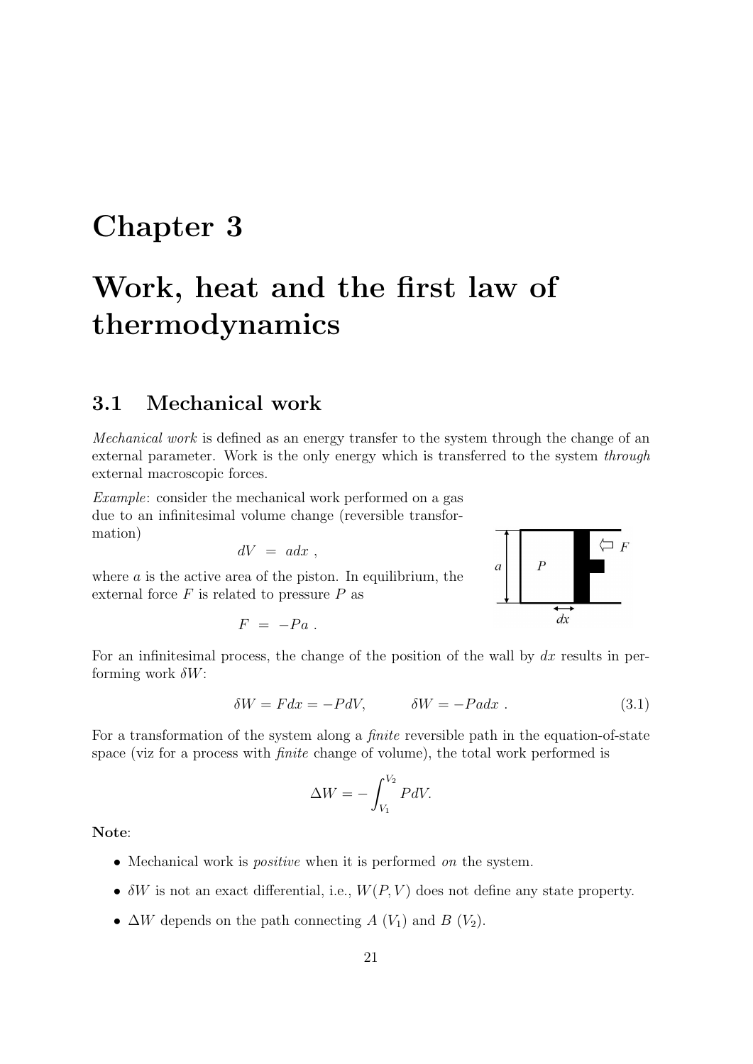# Chapter 3

# Work, heat and the first law of thermodynamics

## 3.1 Mechanical work

*Mechanical work* is defined as an energy transfer to the system through the change of an external parameter. Work is the only energy which is transferred to the system *through* external macroscopic forces.

*Example*: consider the mechanical work performed on a gas due to an infinitesimal volume change (reversible transformation)

$$dV \;=\; adx\;,$$

where $a$ is the active area of the piston. In equilibrium, the external force $F$ is related to pressure $P$ as

$$F \;=\; -Pa\;.$$

For an infinitesimal process, the change of the position of the wall by $dx$ results in performing work $\delta W$:

$$\delta W = Fdx = -PdV, \qquad \delta W = -Padx\;. \tag{3.1}$$

For a transformation of the system along a *finite* reversible path in the equation-of-state space (viz for a process with *finite* change of volume), the total work performed is

$$\Delta W = -\int_{V_1}^{V_2} PdV.$$

**Note**:

- Mechanical work is *positive* when it is performed *on* the system.
- $\delta W$ is not an exact differential, i.e., $W(P,V)$ does not define any state property.
- $\Delta W$ depends on the path connecting $A$ ($V_1$) and $B$ ($V_2$).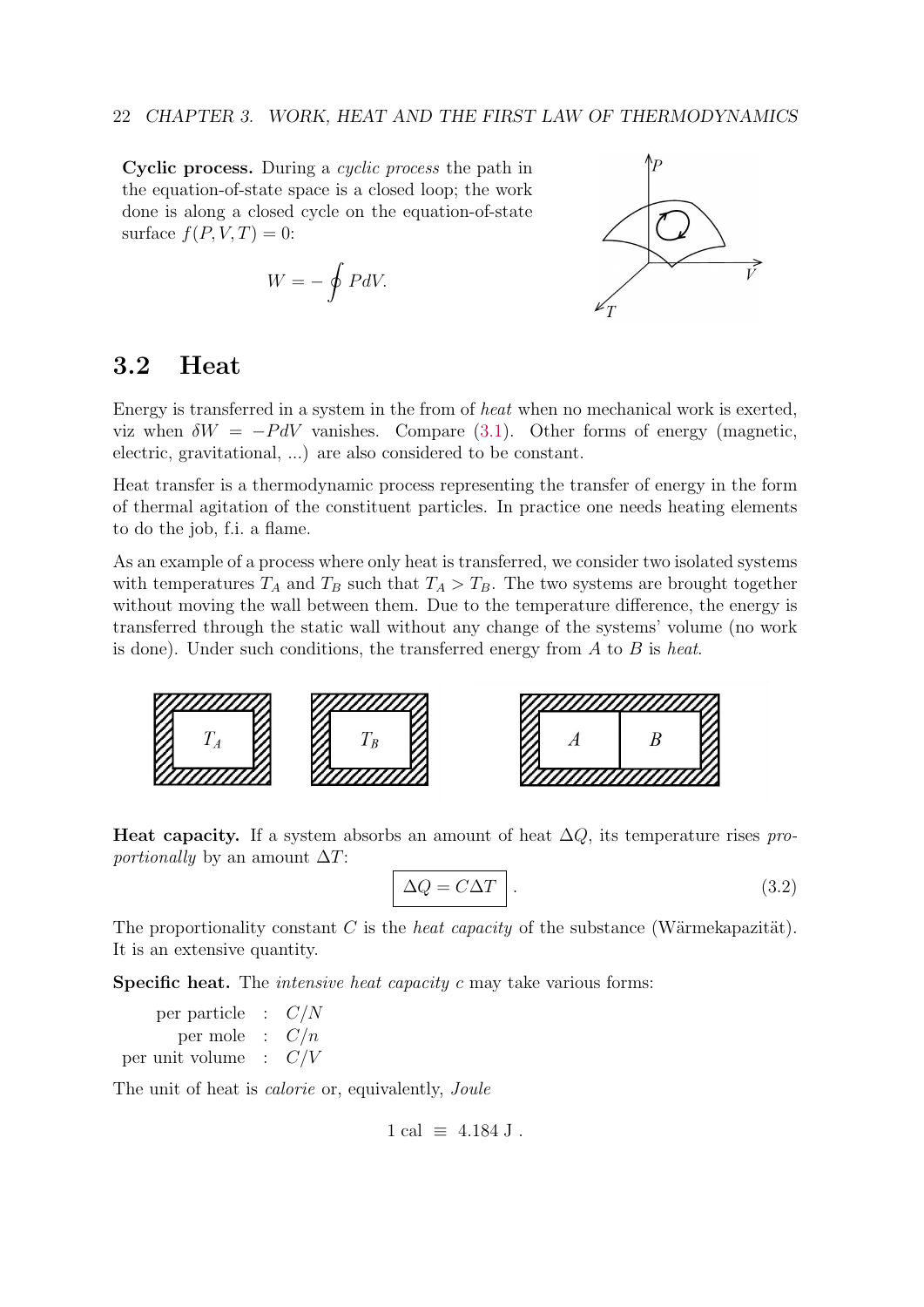**Cyclic process.** During a *cyclic process* the path in the equation-of-state space is a closed loop; the work done is along a closed cycle on the equation-of-state surface $f(P,V,T) = 0$:

$$W = -\oint P dV.$$

## 3.2 Heat

Energy is transferred in a system in the from of *heat* when no mechanical work is exerted, viz when $\delta W = -PdV$ vanishes. Compare (3.1). Other forms of energy (magnetic, electric, gravitational, ...) are also considered to be constant.

Heat transfer is a thermodynamic process representing the transfer of energy in the form of thermal agitation of the constituent particles. In practice one needs heating elements to do the job, f.i. a flame.

As an example of a process where only heat is transferred, we consider two isolated systems with temperatures $T_A$ and $T_B$ such that $T_A > T_B$. The two systems are brought together without moving the wall between them. Due to the temperature difference, the energy is transferred through the static wall without any change of the systems' volume (no work is done). Under such conditions, the transferred energy from $A$ to $B$ is *heat*.

**Heat capacity.** If a system absorbs an amount of heat $\Delta Q$, its temperature rises *proportionally* by an amount $\Delta T$:

$$\boxed{\Delta Q = C\Delta T}\,. \tag{3.2}$$

The proportionality constant $C$ is the *heat capacity* of the substance (Wärmekapazität). It is an extensive quantity.

**Specific heat.** The *intensive heat capacity* $c$ may take various forms:

| | | |
|---|---|---|
| per particle | : | $C/N$ |
| per mole | : | $C/n$ |
| per unit volume | : | $C/V$ |

The unit of heat is *calorie* or, equivalently, *Joule*

$$1 \text{ cal} \;\equiv\; 4.184 \text{ J}\,.$$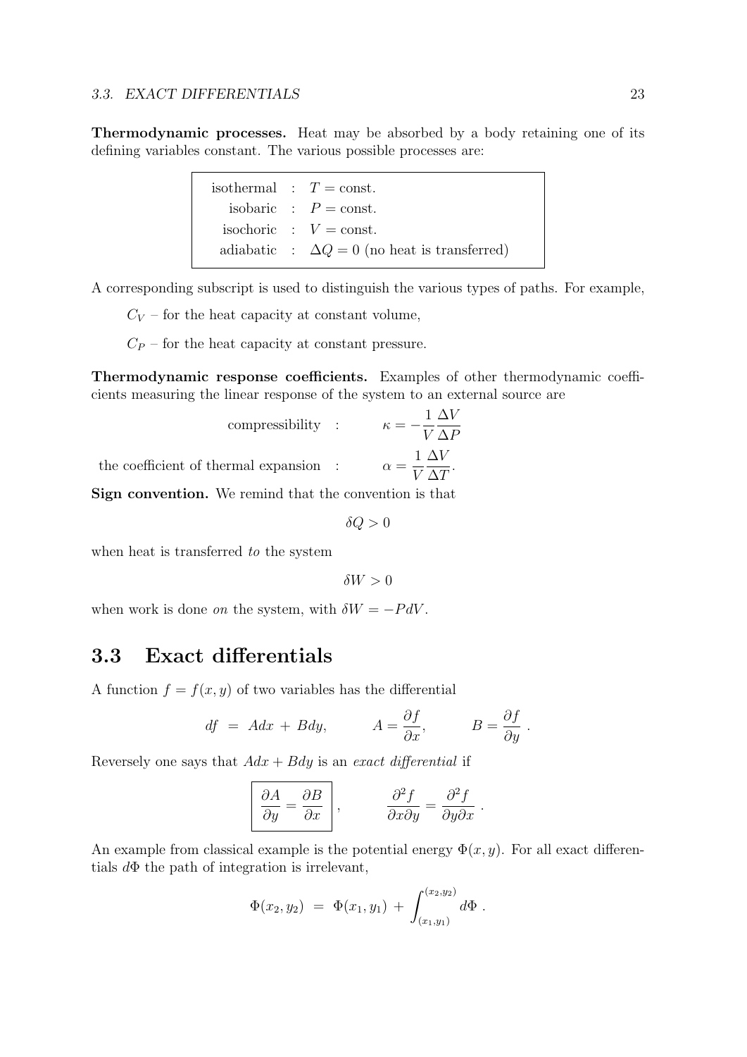**Thermodynamic processes.** Heat may be absorbed by a body retaining one of its defining variables constant. The various possible processes are:

| | | |
|---|---|---|
| isothermal | : | $T = \text{const.}$ |
| isobaric | : | $P = \text{const.}$ |
| isochoric | : | $V = \text{const.}$ |
| adiabatic | : | $\Delta Q = 0$ (no heat is transferred) |

A corresponding subscript is used to distinguish the various types of paths. For example,

$C_V$ – for the heat capacity at constant volume,

$C_P$ – for the heat capacity at constant pressure.

**Thermodynamic response coefficients.** Examples of other thermodynamic coefficients measuring the linear response of the system to an external source are

$$\text{compressibility} \quad : \qquad \kappa = -\frac{1}{V}\frac{\Delta V}{\Delta P}$$

$$\text{the coefficient of thermal expansion} \quad : \qquad \alpha = \frac{1}{V}\frac{\Delta V}{\Delta T}.$$

**Sign convention.** We remind that the convention is that

$$\delta Q > 0$$

when heat is transferred *to* the system

$$\delta W > 0$$

when work is done *on* the system, with $\delta W = -PdV$.

## 3.3 Exact differentials

A function $f = f(x, y)$ of two variables has the differential

$$df \;=\; Adx \,+\, Bdy, \qquad A = \frac{\partial f}{\partial x}, \qquad B = \frac{\partial f}{\partial y}\;.$$

Reversely one says that $Adx + Bdy$ is an *exact differential* if

$$\boxed{\frac{\partial A}{\partial y} = \frac{\partial B}{\partial x}}\;, \qquad \frac{\partial^2 f}{\partial x \partial y} = \frac{\partial^2 f}{\partial y \partial x}\;.$$

An example from classical example is the potential energy $\Phi(x, y)$. For all exact differentials $d\Phi$ the path of integration is irrelevant,

$$\Phi(x_2, y_2) \;=\; \Phi(x_1, y_1) \,+\, \int_{(x_1,y_1)}^{(x_2,y_2)} d\Phi\;.$$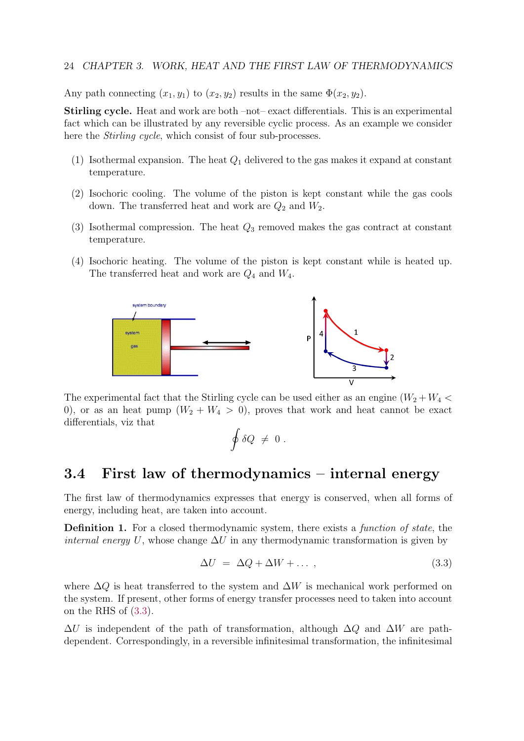Any path connecting $(x_1, y_1)$ to $(x_2, y_2)$ results in the same $\Phi(x_2, y_2)$.

**Stirling cycle.** Heat and work are both –not– exact differentials. This is an experimental fact which can be illustrated by any reversible cyclic process. As an example we consider here the *Stirling cycle*, which consist of four sub-processes.

(1) Isothermal expansion. The heat $Q_1$ delivered to the gas makes it expand at constant temperature.

(2) Isochoric cooling. The volume of the piston is kept constant while the gas cools down. The transferred heat and work are $Q_2$ and $W_2$.

(3) Isothermal compression. The heat $Q_3$ removed makes the gas contract at constant temperature.

(4) Isochoric heating. The volume of the piston is kept constant while is heated up. The transferred heat and work are $Q_4$ and $W_4$.

The experimental fact that the Stirling cycle can be used either as an engine ($W_2 + W_4 < 0$), or as an heat pump ($W_2 + W_4 > 0$), proves that work and heat cannot be exact differentials, viz that

$$\oint \delta Q \neq 0 \, .$$

## 3.4 First law of thermodynamics – internal energy

The first law of thermodynamics expresses that energy is conserved, when all forms of energy, including heat, are taken into account.

**Definition 1.** For a closed thermodynamic system, there exists a *function of state*, the *internal energy* $U$, whose change $\Delta U$ in any thermodynamic transformation is given by

$$\Delta U = \Delta Q + \Delta W + \dots \, , \tag{3.3}$$

where $\Delta Q$ is heat transferred to the system and $\Delta W$ is mechanical work performed on the system. If present, other forms of energy transfer processes need to taken into account on the RHS of (3.3).

$\Delta U$ is independent of the path of transformation, although $\Delta Q$ and $\Delta W$ are path-dependent. Correspondingly, in a reversible infinitesimal transformation, the infinitesimal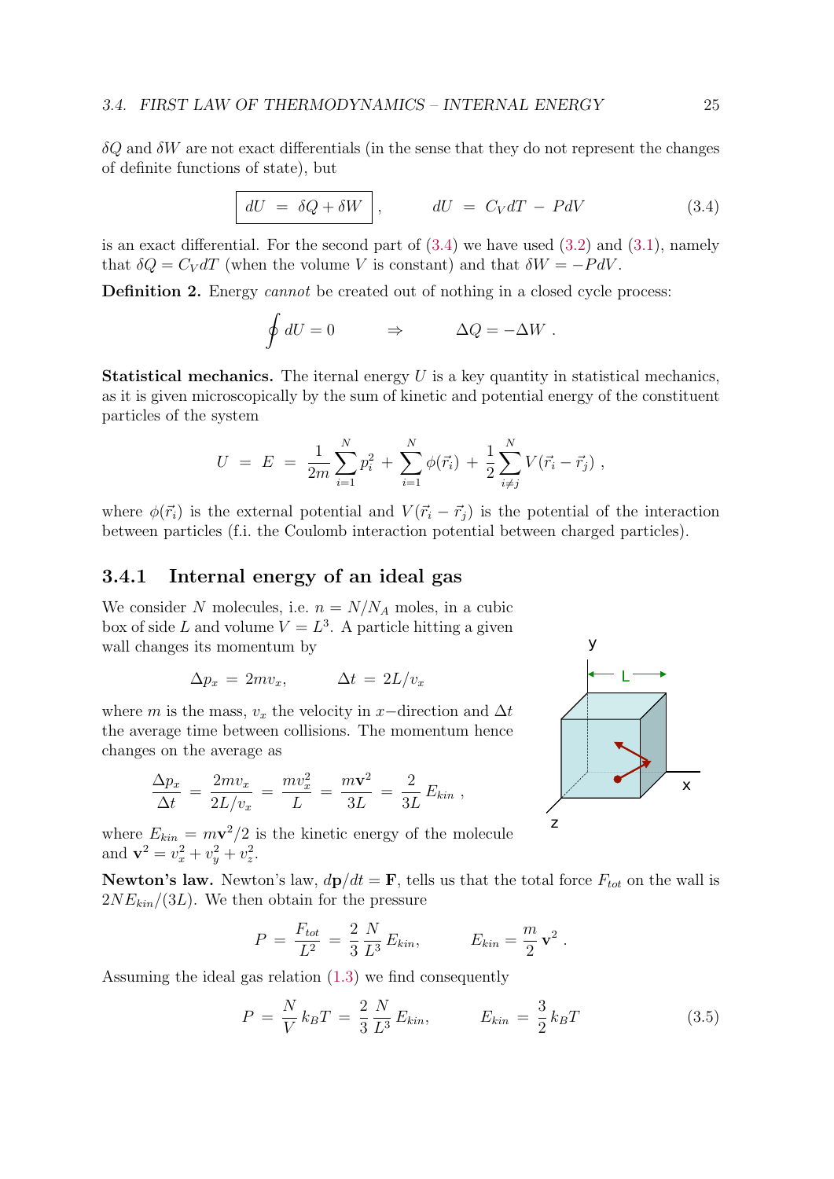$\delta Q$ and $\delta W$ are not exact differentials (in the sense that they do not represent the changes of definite functions of state), but

$$\boxed{dU \;=\; \delta Q + \delta W}\,, \qquad dU \;=\; C_V dT \,-\, P dV \tag{3.4}$$

is an exact differential. For the second part of (3.4) we have used (3.2) and (3.1), namely that $\delta Q = C_V dT$ (when the volume $V$ is constant) and that $\delta W = -PdV$.

**Definition 2.** Energy *cannot* be created out of nothing in a closed cycle process:

$$\oint dU = 0 \qquad \Rightarrow \qquad \Delta Q = -\Delta W \,.$$

**Statistical mechanics.** The iternal energy $U$ is a key quantity in statistical mechanics, as it is given microscopically by the sum of kinetic and potential energy of the constituent particles of the system

$$U \;=\; E \;=\; \frac{1}{2m}\sum_{i=1}^{N} p_i^2 \,+\, \sum_{i=1}^{N}\phi(\vec{r}_i) \,+\, \frac{1}{2}\sum_{i\neq j}^{N} V(\vec{r}_i - \vec{r}_j)\,,$$

where $\phi(\vec{r}_i)$ is the external potential and $V(\vec{r}_i - \vec{r}_j)$ is the potential of the interaction between particles (f.i. the Coulomb interaction potential between charged particles).

### 3.4.1 Internal energy of an ideal gas

We consider $N$ molecules, i.e. $n = N/N_A$ moles, in a cubic box of side $L$ and volume $V = L^3$. A particle hitting a given wall changes its momentum by

$$\Delta p_x \;=\; 2mv_x, \qquad \Delta t \;=\; 2L/v_x$$

where $m$ is the mass, $v_x$ the velocity in $x-$direction and $\Delta t$ the average time between collisions. The momentum hence changes on the average as

$$\frac{\Delta p_x}{\Delta t} \;=\; \frac{2mv_x}{2L/v_x} \;=\; \frac{mv_x^2}{L} \;=\; \frac{m\mathbf{v}^2}{3L} \;=\; \frac{2}{3L}\,E_{kin}\,,$$

where $E_{kin} = m\mathbf{v}^2/2$ is the kinetic energy of the molecule and $\mathbf{v}^2 = v_x^2 + v_y^2 + v_z^2$.

**Newton's law.** Newton's law, $d\mathbf{p}/dt = \mathbf{F}$, tells us that the total force $F_{tot}$ on the wall is $2NE_{kin}/(3L)$. We then obtain for the pressure

$$P \;=\; \frac{F_{tot}}{L^2} \;=\; \frac{2}{3}\,\frac{N}{L^3}\,E_{kin}, \qquad E_{kin} = \frac{m}{2}\,\mathbf{v}^2\,.$$

Assuming the ideal gas relation (1.3) we find consequently

$$P \;=\; \frac{N}{V}\,k_B T \;=\; \frac{2}{3}\,\frac{N}{L^3}\,E_{kin}, \qquad E_{kin} \;=\; \frac{3}{2}\,k_B T \tag{3.5}$$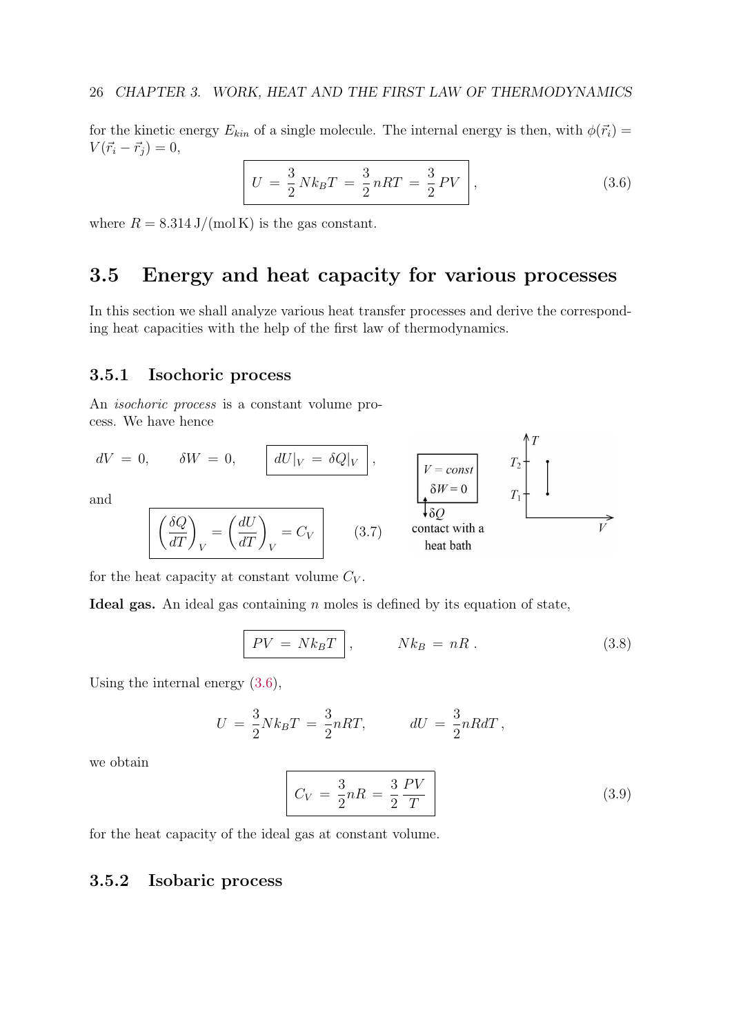for the kinetic energy $E_{kin}$ of a single molecule. The internal energy is then, with $\phi(\vec{r}_i) = V(\vec{r}_i - \vec{r}_j) = 0$,

$$\boxed{U \,=\, \frac{3}{2}\, Nk_BT \,=\, \frac{3}{2}\, nRT \,=\, \frac{3}{2}\, PV}\,, \tag{3.6}$$

where $R = 8.314\,\mathrm{J/(mol\,K)}$ is the gas constant.

## 3.5 Energy and heat capacity for various processes

In this section we shall analyze various heat transfer processes and derive the corresponding heat capacities with the help of the first law of thermodynamics.

### 3.5.1 Isochoric process

An *isochoric process* is a constant volume process. We have hence

$$dV \,=\, 0, \qquad \delta W \,=\, 0, \qquad \boxed{dU|_V \,=\, \delta Q|_V}\,,$$

and

$$\boxed{\left(\frac{\delta Q}{dT}\right)_V = \left(\frac{dU}{dT}\right)_V = C_V} \tag{3.7}$$

for the heat capacity at constant volume $C_V$.

**Ideal gas.** An ideal gas containing $n$ moles is defined by its equation of state,

$$\boxed{PV \,=\, Nk_BT}\,, \qquad Nk_B \,=\, nR\,. \tag{3.8}$$

Using the internal energy (3.6),

$$U \,=\, \frac{3}{2}Nk_BT \,=\, \frac{3}{2}nRT, \qquad dU \,=\, \frac{3}{2}nRdT\,,$$

we obtain

$$\boxed{C_V \,=\, \frac{3}{2}nR \,=\, \frac{3}{2}\,\frac{PV}{T}} \tag{3.9}$$

for the heat capacity of the ideal gas at constant volume.

### 3.5.2 Isobaric process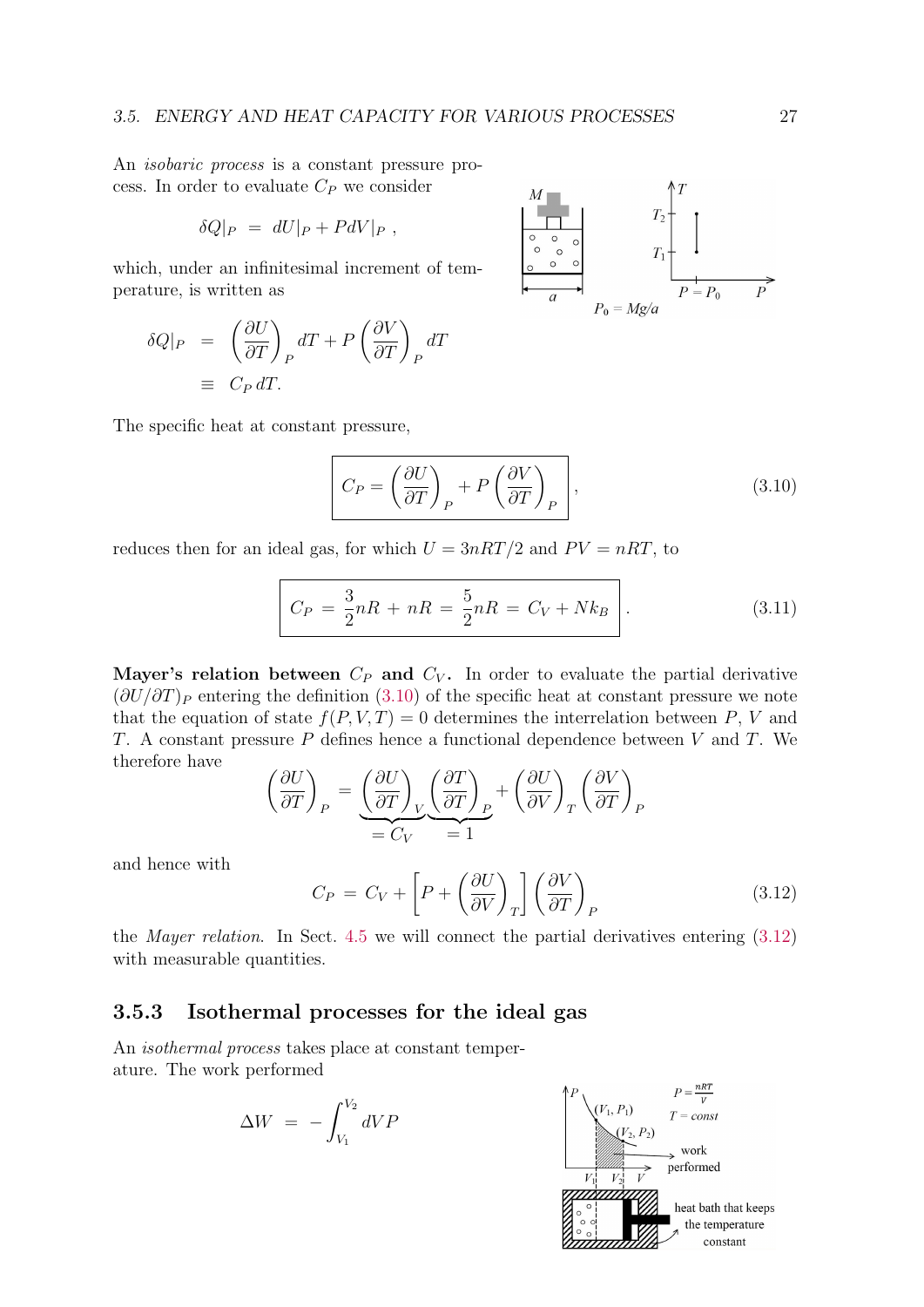An *isobaric process* is a constant pressure process. In order to evaluate $C_P$ we consider

$$\delta Q|_P \;=\; dU|_P + PdV|_P \;,$$

which, under an infinitesimal increment of temperature, is written as

$$\begin{aligned}\delta Q|_P \;&=\; \left(\frac{\partial U}{\partial T}\right)_P dT + P\left(\frac{\partial V}{\partial T}\right)_P dT \\ &\equiv\; C_P\, dT.\end{aligned}$$

The specific heat at constant pressure,

$$\boxed{C_P = \left(\frac{\partial U}{\partial T}\right)_P + P\left(\frac{\partial V}{\partial T}\right)_P}\,, \tag{3.10}$$

reduces then for an ideal gas, for which $U = 3nRT/2$ and $PV = nRT$, to

$$\boxed{C_P \;=\; \frac{3}{2}nR + nR \;=\; \frac{5}{2}nR \;=\; C_V + Nk_B}\,. \tag{3.11}$$

**Mayer's relation between $C_P$ and $C_V$.** In order to evaluate the partial derivative $(\partial U/\partial T)_P$ entering the definition (3.10) of the specific heat at constant pressure we note that the equation of state $f(P,V,T) = 0$ determines the interrelation between $P$, $V$ and $T$. A constant pressure $P$ defines hence a functional dependence between $V$ and $T$. We therefore have

$$\left(\frac{\partial U}{\partial T}\right)_P = \underbrace{\left(\frac{\partial U}{\partial T}\right)_V}_{=C_V}\underbrace{\left(\frac{\partial T}{\partial T}\right)_P}_{=1} + \left(\frac{\partial U}{\partial V}\right)_T\left(\frac{\partial V}{\partial T}\right)_P$$

and hence with

$$C_P \;=\; C_V + \left[P + \left(\frac{\partial U}{\partial V}\right)_T\right]\left(\frac{\partial V}{\partial T}\right)_P \tag{3.12}$$

the *Mayer relation*. In Sect. 4.5 we will connect the partial derivatives entering (3.12) with measurable quantities.

### 3.5.3 Isothermal processes for the ideal gas

An *isothermal process* takes place at constant temperature. The work performed

$$\Delta W \;=\; -\int_{V_1}^{V_2} dV P$$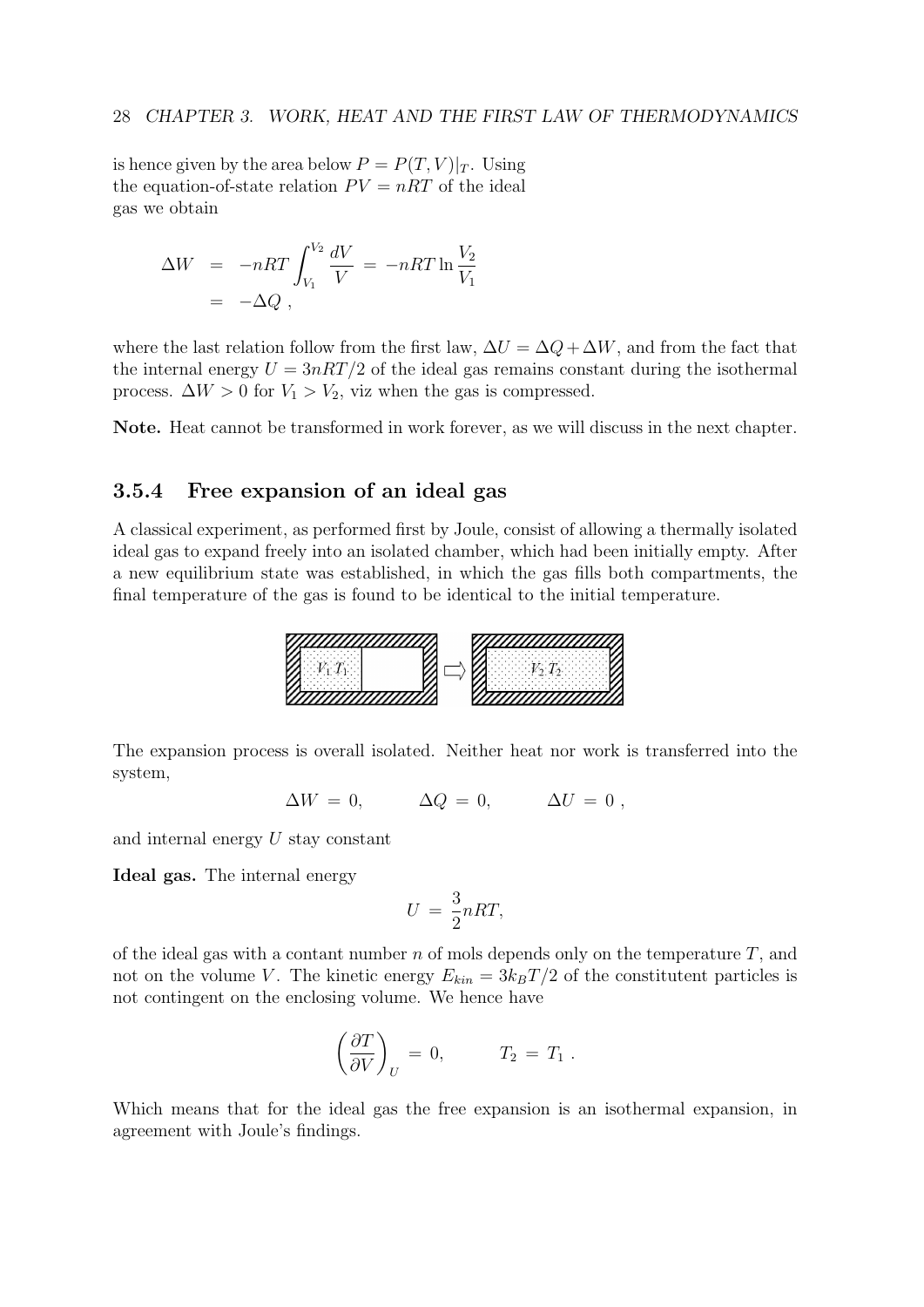is hence given by the area below $P = P(T,V)|_T$. Using the equation-of-state relation $PV = nRT$ of the ideal gas we obtain

$$
\begin{aligned}
\Delta W &= -nRT \int_{V_1}^{V_2} \frac{dV}{V} = -nRT \ln \frac{V_2}{V_1} \\
&= -\Delta Q \ ,
\end{aligned}
$$

where the last relation follow from the first law, $\Delta U = \Delta Q + \Delta W$, and from the fact that the internal energy $U = 3nRT/2$ of the ideal gas remains constant during the isothermal process. $\Delta W > 0$ for $V_1 > V_2$, viz when the gas is compressed.

**Note.** Heat cannot be transformed in work forever, as we will discuss in the next chapter.

### 3.5.4 Free expansion of an ideal gas

A classical experiment, as performed first by Joule, consist of allowing a thermally isolated ideal gas to expand freely into an isolated chamber, which had been initially empty. After a new equilibrium state was established, in which the gas fills both compartments, the final temperature of the gas is found to be identical to the initial temperature.

$V_1\ T_1$ $\Rightarrow$ $V_2\ T_2$

The expansion process is overall isolated. Neither heat nor work is transferred into the system,

$$
\Delta W = 0, \qquad \Delta Q = 0, \qquad \Delta U = 0 \ ,
$$

and internal energy $U$ stay constant

**Ideal gas.** The internal energy

$$
U = \frac{3}{2} nRT,
$$

of the ideal gas with a contant number $n$ of mols depends only on the temperature $T$, and not on the volume $V$. The kinetic energy $E_{kin} = 3k_BT/2$ of the constitutent particles is not contingent on the enclosing volume. We hence have

$$
\left(\frac{\partial T}{\partial V}\right)_U = 0, \qquad T_2 = T_1 \ .
$$

Which means that for the ideal gas the free expansion is an isothermal expansion, in agreement with Joule's findings.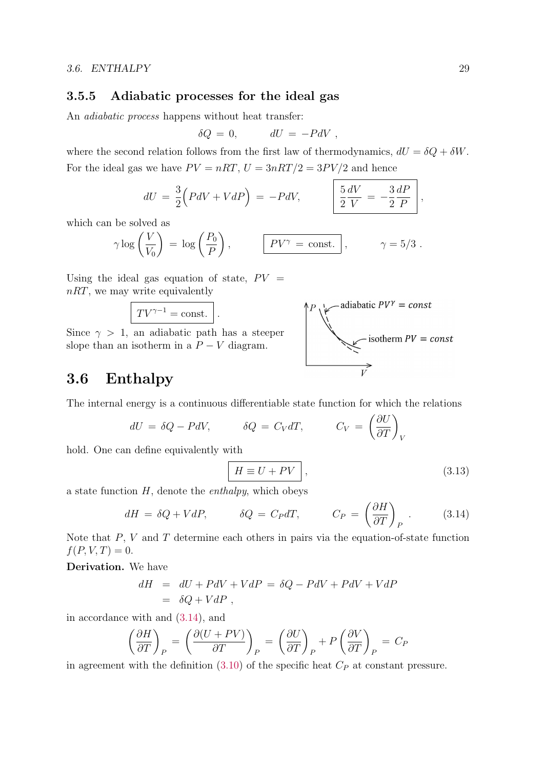### 3.5.5 Adiabatic processes for the ideal gas

An *adiabatic process* happens without heat transfer:

$$\delta Q \,=\, 0, \qquad dU \,=\, -PdV\,,$$

where the second relation follows from the first law of thermodynamics, $dU = \delta Q + \delta W$. For the ideal gas we have $PV = nRT$, $U = 3nRT/2 = 3PV/2$ and hence

$$dU \,=\, \frac{3}{2}\Big(PdV + VdP\Big) \,=\, -PdV, \qquad \boxed{\frac{5}{2}\frac{dV}{V} \,=\, -\frac{3}{2}\frac{dP}{P}}\,,$$

which can be solved as

$$\gamma \log\left(\frac{V}{V_0}\right) \,=\, \log\left(\frac{P_0}{P}\right), \qquad \boxed{PV^\gamma \,=\, \text{const.}}\,, \qquad \gamma = 5/3\,.$$

Using the ideal gas equation of state, $PV = nRT$, we may write equivalently

$$\boxed{TV^{\gamma-1} = \text{const.}}\,.$$

Since $\gamma > 1$, an adiabatic path has a steeper slope than an isotherm in a $P-V$ diagram.

## 3.6 Enthalpy

The internal energy is a continuous differentiable state function for which the relations

$$dU \,=\, \delta Q - PdV, \qquad \delta Q \,=\, C_V dT, \qquad C_V \,=\, \left(\frac{\partial U}{\partial T}\right)_V$$

hold. One can define equivalently with

$$\boxed{H \equiv U + PV}\,, \tag{3.13}$$

a state function $H$, denote the *enthalpy*, which obeys

$$dH \,=\, \delta Q + VdP, \qquad \delta Q \,=\, C_P dT, \qquad C_P \,=\, \left(\frac{\partial H}{\partial T}\right)_P\,. \tag{3.14}$$

Note that $P$, $V$ and $T$ determine each others in pairs via the equation-of-state function $f(P,V,T) = 0$.

**Derivation.** We have

$$\begin{aligned} dH &= dU + PdV + VdP \,=\, \delta Q - PdV + PdV + VdP \\ &= \delta Q + VdP\,, \end{aligned}$$

in accordance with and (3.14), and

$$\left(\frac{\partial H}{\partial T}\right)_P \,=\, \left(\frac{\partial (U+PV)}{\partial T}\right)_P \,=\, \left(\frac{\partial U}{\partial T}\right)_P + P\left(\frac{\partial V}{\partial T}\right)_P \,=\, C_P$$

in agreement with the definition (3.10) of the specific heat $C_P$ at constant pressure.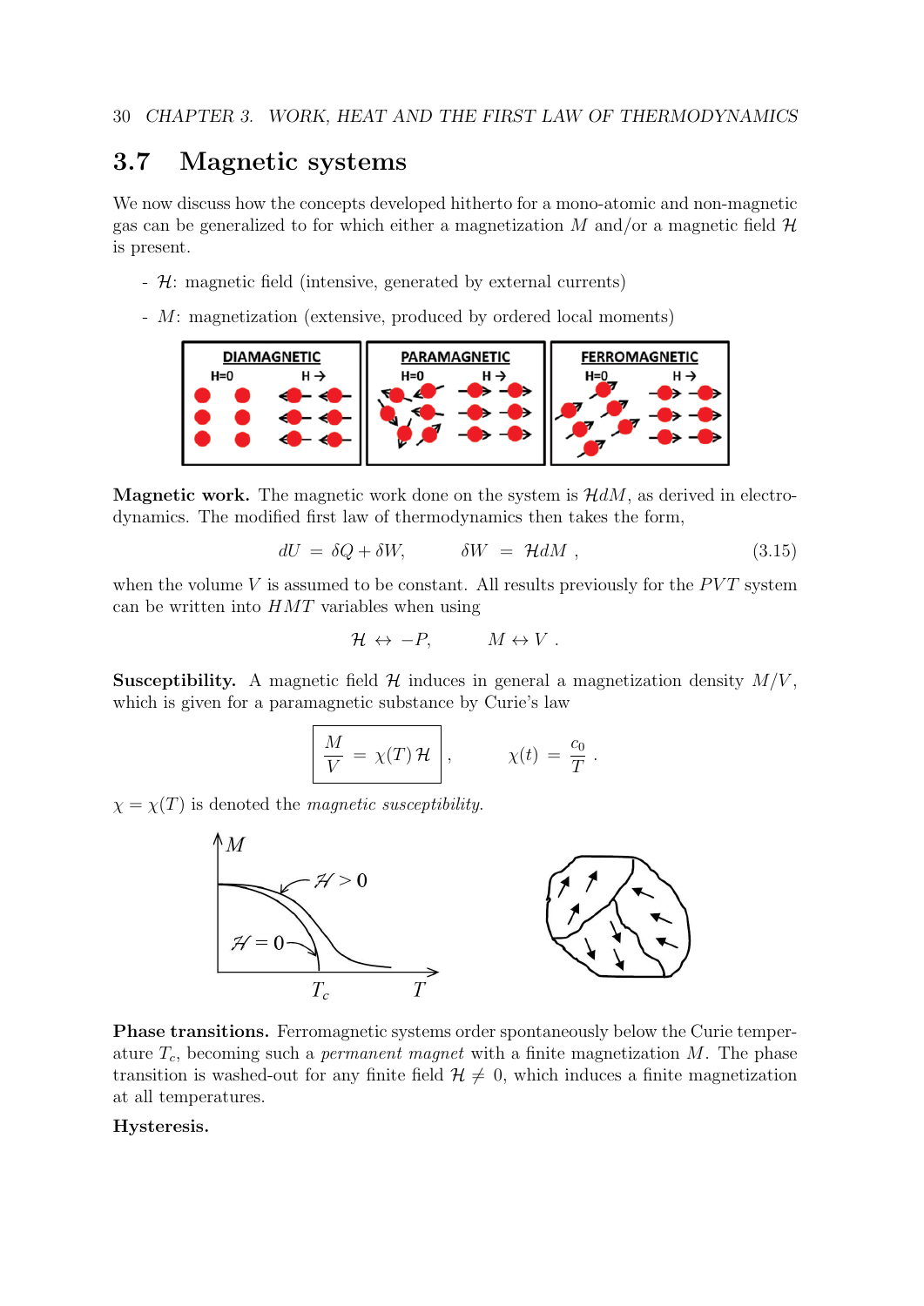## 3.7 Magnetic systems

We now discuss how the concepts developed hitherto for a mono-atomic and non-magnetic gas can be generalized to for which either a magnetization $M$ and/or a magnetic field $\mathcal{H}$ is present.

- $\mathcal{H}$: magnetic field (intensive, generated by external currents)
- $M$: magnetization (extensive, produced by ordered local moments)

**Magnetic work.** The magnetic work done on the system is $\mathcal{H}dM$, as derived in electrodynamics. The modified first law of thermodynamics then takes the form,

$$dU = \delta Q + \delta W, \qquad \delta W = \mathcal{H}dM , \tag{3.15}$$

when the volume $V$ is assumed to be constant. All results previously for the $PVT$ system can be written into $HMT$ variables when using

$$\mathcal{H} \leftrightarrow -P, \qquad M \leftrightarrow V .$$

**Susceptibility.** A magnetic field $\mathcal{H}$ induces in general a magnetization density $M/V$, which is given for a paramagnetic substance by Curie's law

$$\boxed{\frac{M}{V} = \chi(T)\,\mathcal{H}}, \qquad \chi(t) = \frac{c_0}{T} .$$

$\chi = \chi(T)$ is denoted the *magnetic susceptibility*.

**Phase transitions.** Ferromagnetic systems order spontaneously below the Curie temperature $T_c$, becoming such a *permanent magnet* with a finite magnetization $M$. The phase transition is washed-out for any finite field $\mathcal{H} \neq 0$, which induces a finite magnetization at all temperatures.

**Hysteresis.**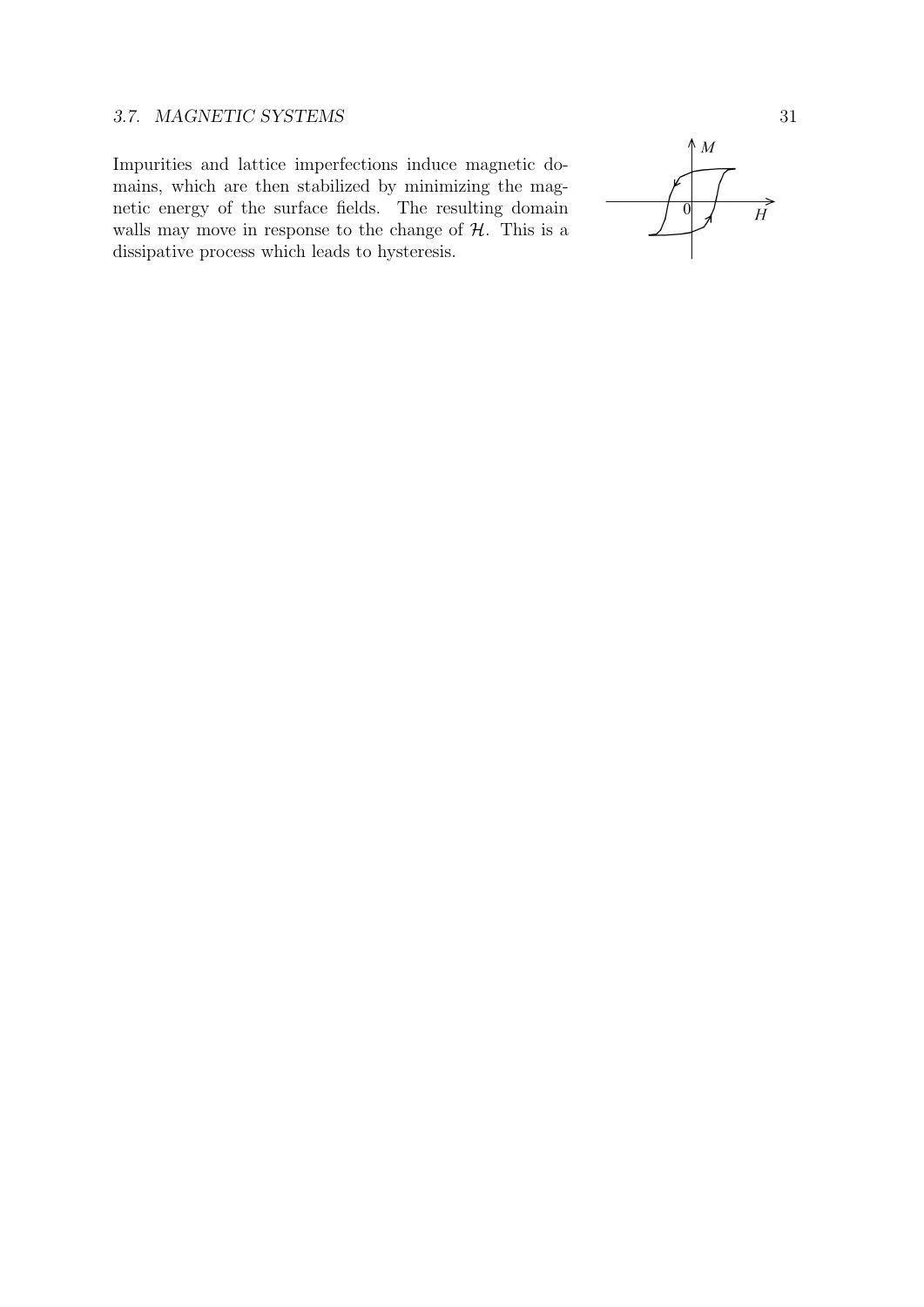Impurities and lattice imperfections induce magnetic domains, which are then stabilized by minimizing the magnetic energy of the surface fields. The resulting domain walls may move in response to the change of $\mathcal{H}$. This is a dissipative process which leads to hysteresis.